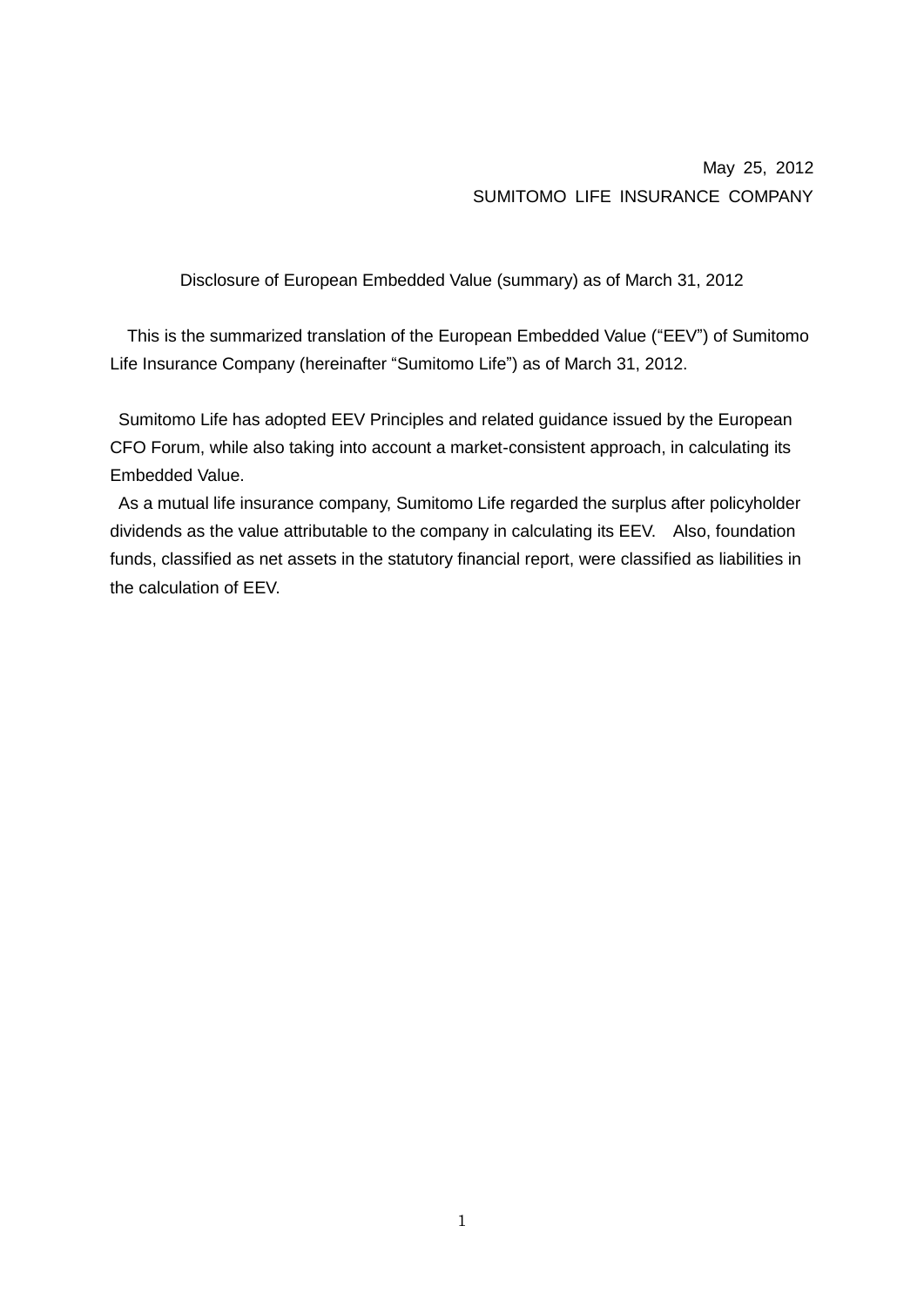May 25, 2012
SUMITOMO LIFE INSURANCE COMPANY

# Disclosure of European Embedded Value (summary) as of March 31, 2012

This is the summarized translation of the European Embedded Value ("EEV") of Sumitomo Life Insurance Company (hereinafter "Sumitomo Life") as of March 31, 2012.

Sumitomo Life has adopted EEV Principles and related guidance issued by the European CFO Forum, while also taking into account a market-consistent approach, in calculating its Embedded Value.

As a mutual life insurance company, Sumitomo Life regarded the surplus after policyholder dividends as the value attributable to the company in calculating its EEV. Also, foundation funds, classified as net assets in the statutory financial report, were classified as liabilities in the calculation of EEV.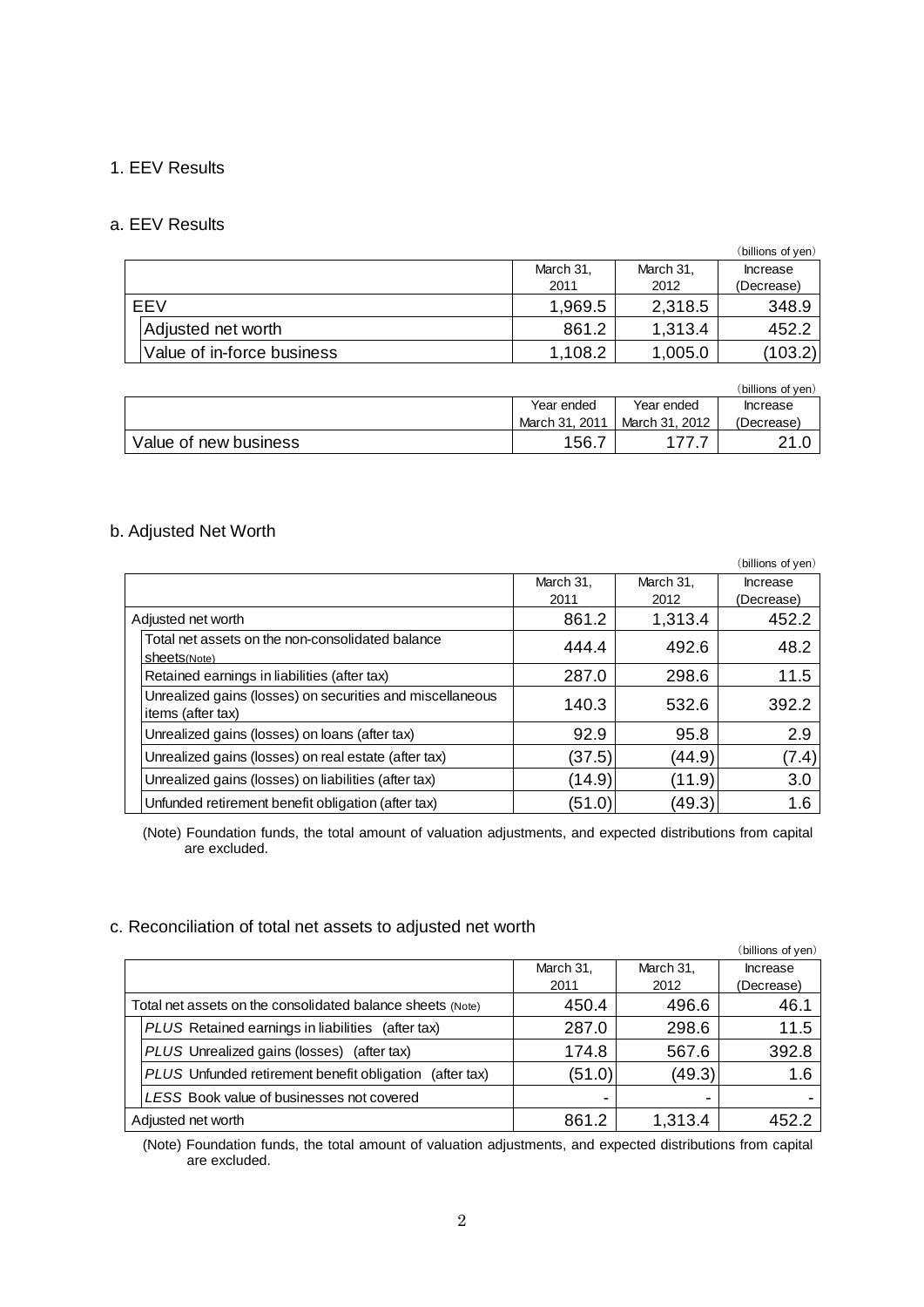## 1. EEV Results

### a. EEV Results

(billions of yen)

| | March 31, 2011 | March 31, 2012 | Increase (Decrease) |
|---|---|---|---|
| EEV | 1,969.5 | 2,318.5 | 348.9 |
| Adjusted net worth | 861.2 | 1,313.4 | 452.2 |
| Value of in-force business | 1,108.2 | 1,005.0 | (103.2) |

(billions of yen)

| | Year ended March 31, 2011 | Year ended March 31, 2012 | Increase (Decrease) |
|---|---|---|---|
| Value of new business | 156.7 | 177.7 | 21.0 |

### b. Adjusted Net Worth

(billions of yen)

| | March 31, 2011 | March 31, 2012 | Increase (Decrease) |
|---|---|---|---|
| Adjusted net worth | 861.2 | 1,313.4 | 452.2 |
| Total net assets on the non-consolidated balance sheets(Note) | 444.4 | 492.6 | 48.2 |
| Retained earnings in liabilities (after tax) | 287.0 | 298.6 | 11.5 |
| Unrealized gains (losses) on securities and miscellaneous items (after tax) | 140.3 | 532.6 | 392.2 |
| Unrealized gains (losses) on loans (after tax) | 92.9 | 95.8 | 2.9 |
| Unrealized gains (losses) on real estate (after tax) | (37.5) | (44.9) | (7.4) |
| Unrealized gains (losses) on liabilities (after tax) | (14.9) | (11.9) | 3.0 |
| Unfunded retirement benefit obligation (after tax) | (51.0) | (49.3) | 1.6 |

(Note) Foundation funds, the total amount of valuation adjustments, and expected distributions from capital are excluded.

### c. Reconciliation of total net assets to adjusted net worth

(billions of yen)

| | March 31, 2011 | March 31, 2012 | Increase (Decrease) |
|---|---|---|---|
| Total net assets on the consolidated balance sheets (Note) | 450.4 | 496.6 | 46.1 |
| *PLUS* Retained earnings in liabilities (after tax) | 287.0 | 298.6 | 11.5 |
| *PLUS* Unrealized gains (losses) (after tax) | 174.8 | 567.6 | 392.8 |
| *PLUS* Unfunded retirement benefit obligation (after tax) | (51.0) | (49.3) | 1.6 |
| *LESS* Book value of businesses not covered | - | - | - |
| Adjusted net worth | 861.2 | 1,313.4 | 452.2 |

(Note) Foundation funds, the total amount of valuation adjustments, and expected distributions from capital are excluded.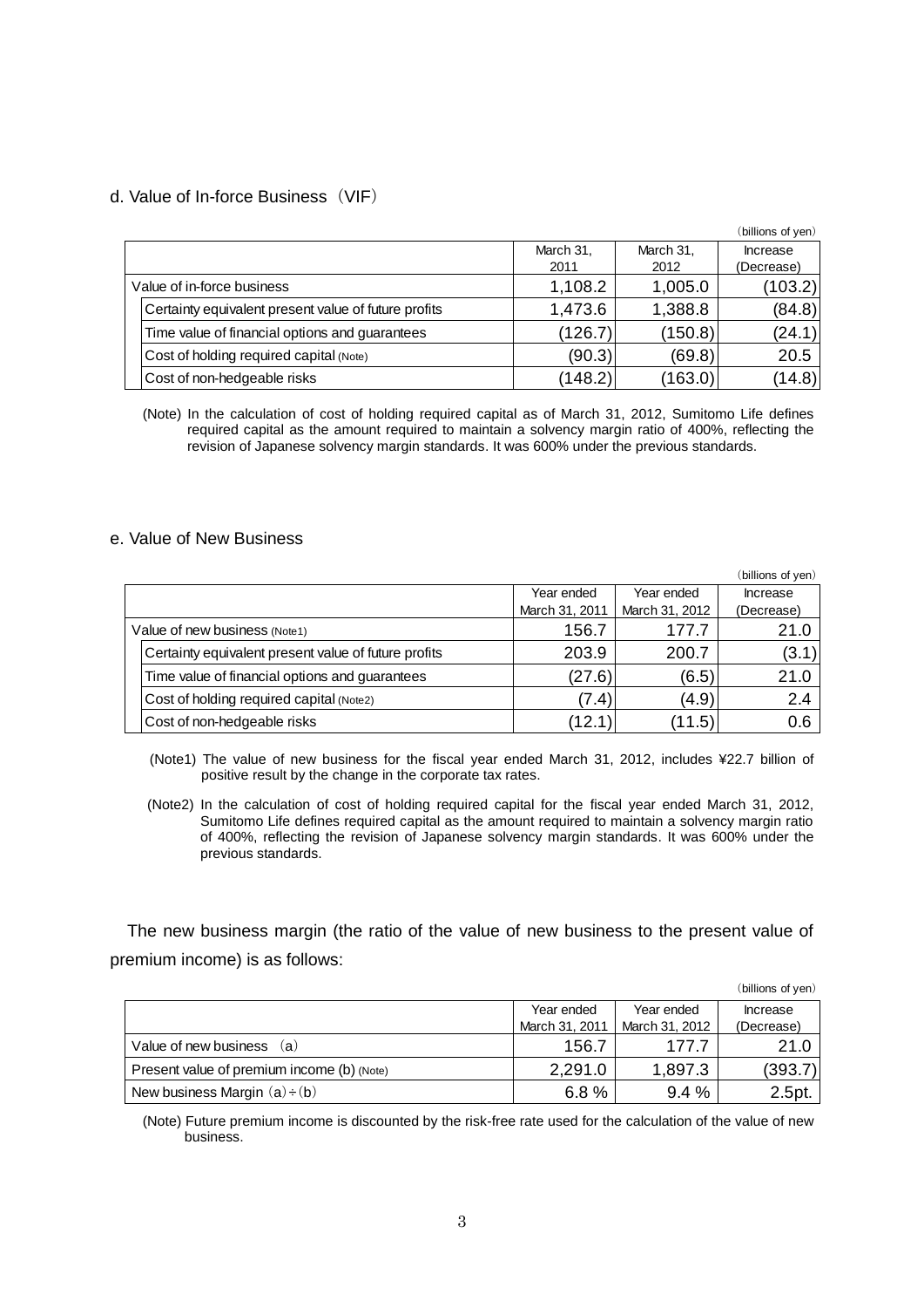### d. Value of In-force Business（VIF）

（billions of yen）

| | March 31, 2011 | March 31, 2012 | Increase (Decrease) |
|---|---|---|---|
| Value of in-force business | 1,108.2 | 1,005.0 | (103.2) |
| Certainty equivalent present value of future profits | 1,473.6 | 1,388.8 | (84.8) |
| Time value of financial options and guarantees | (126.7) | (150.8) | (24.1) |
| Cost of holding required capital (Note) | (90.3) | (69.8) | 20.5 |
| Cost of non-hedgeable risks | (148.2) | (163.0) | (14.8) |

(Note) In the calculation of cost of holding required capital as of March 31, 2012, Sumitomo Life defines required capital as the amount required to maintain a solvency margin ratio of 400%, reflecting the revision of Japanese solvency margin standards. It was 600% under the previous standards.

### e. Value of New Business

（billions of yen）

| | Year ended March 31, 2011 | Year ended March 31, 2012 | Increase (Decrease) |
|---|---|---|---|
| Value of new business (Note1) | 156.7 | 177.7 | 21.0 |
| Certainty equivalent present value of future profits | 203.9 | 200.7 | (3.1) |
| Time value of financial options and guarantees | (27.6) | (6.5) | 21.0 |
| Cost of holding required capital (Note2) | (7.4) | (4.9) | 2.4 |
| Cost of non-hedgeable risks | (12.1) | (11.5) | 0.6 |

(Note1) The value of new business for the fiscal year ended March 31, 2012, includes ¥22.7 billion of positive result by the change in the corporate tax rates.

(Note2) In the calculation of cost of holding required capital for the fiscal year ended March 31, 2012, Sumitomo Life defines required capital as the amount required to maintain a solvency margin ratio of 400%, reflecting the revision of Japanese solvency margin standards. It was 600% under the previous standards.

The new business margin (the ratio of the value of new business to the present value of premium income) is as follows:

（billions of yen）

| | Year ended March 31, 2011 | Year ended March 31, 2012 | Increase (Decrease) |
|---|---|---|---|
| Value of new business （a） | 156.7 | 177.7 | 21.0 |
| Present value of premium income (b) (Note) | 2,291.0 | 1,897.3 | (393.7) |
| New business Margin （a）÷（b） | 6.8 % | 9.4 % | 2.5pt. |

(Note) Future premium income is discounted by the risk-free rate used for the calculation of the value of new business.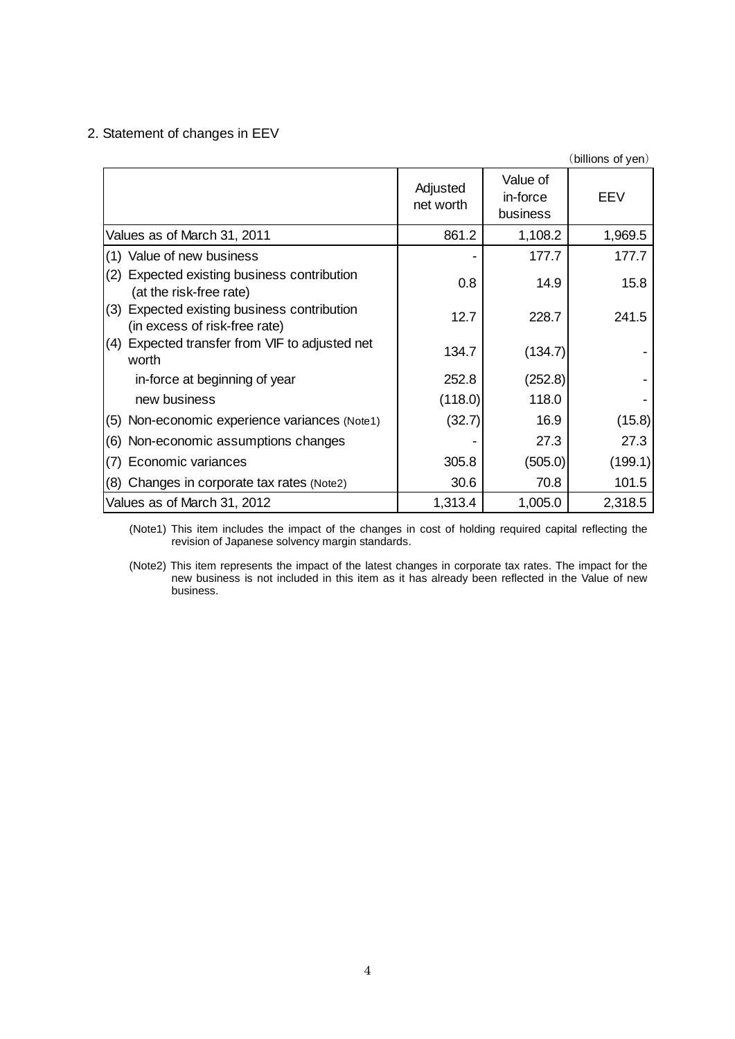## 2. Statement of changes in EEV

(billions of yen)

| | Adjusted net worth | Value of in-force business | EEV |
|---|---|---|---|
| Values as of March 31, 2011 | 861.2 | 1,108.2 | 1,969.5 |
| (1) Value of new business | - | 177.7 | 177.7 |
| (2) Expected existing business contribution (at the risk-free rate) | 0.8 | 14.9 | 15.8 |
| (3) Expected existing business contribution (in excess of risk-free rate) | 12.7 | 228.7 | 241.5 |
| (4) Expected transfer from VIF to adjusted net worth | 134.7 | (134.7) | - |
| in-force at beginning of year | 252.8 | (252.8) | - |
| new business | (118.0) | 118.0 | - |
| (5) Non-economic experience variances (Note1) | (32.7) | 16.9 | (15.8) |
| (6) Non-economic assumptions changes | - | 27.3 | 27.3 |
| (7) Economic variances | 305.8 | (505.0) | (199.1) |
| (8) Changes in corporate tax rates (Note2) | 30.6 | 70.8 | 101.5 |
| Values as of March 31, 2012 | 1,313.4 | 1,005.0 | 2,318.5 |

(Note1) This item includes the impact of the changes in cost of holding required capital reflecting the revision of Japanese solvency margin standards.

(Note2) This item represents the impact of the latest changes in corporate tax rates. The impact for the new business is not included in this item as it has already been reflected in the Value of new business.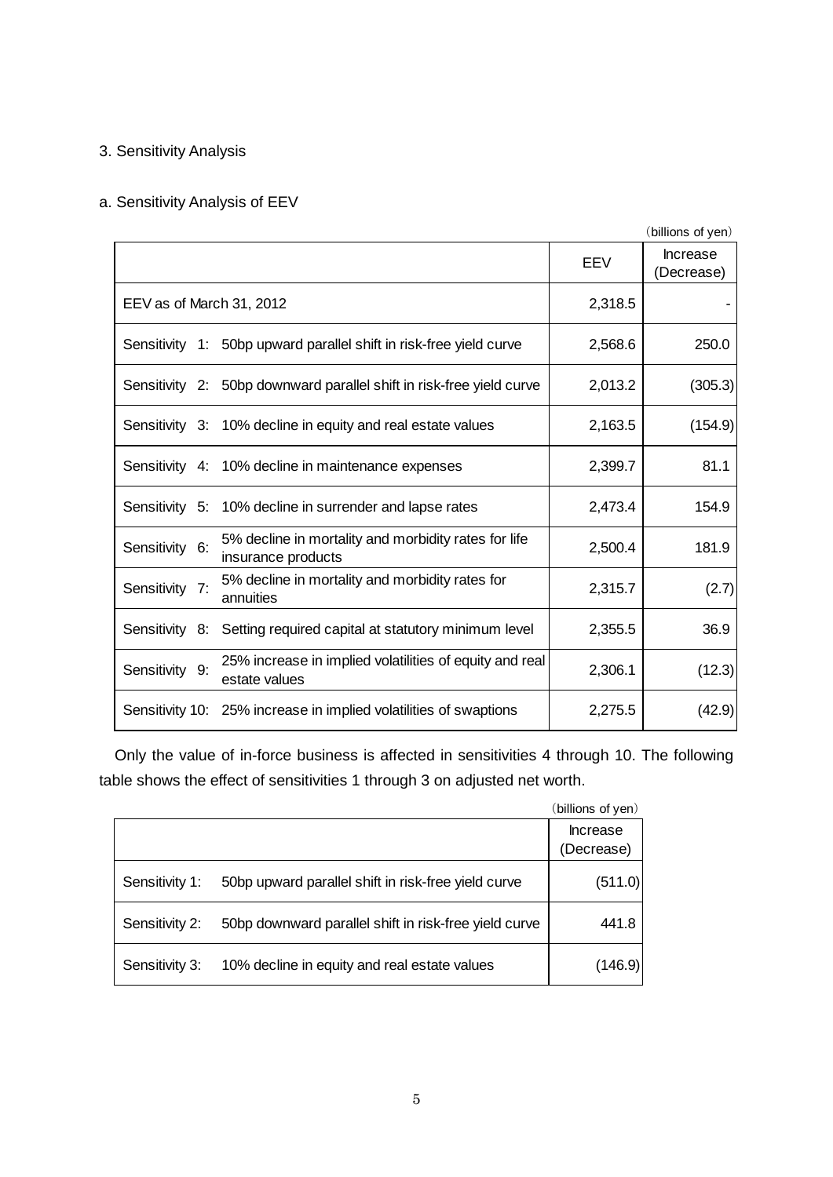## 3. Sensitivity Analysis

### a. Sensitivity Analysis of EEV

(billions of yen)

| | EEV | Increase (Decrease) |
|---|---|---|
| EEV as of March 31, 2012 | 2,318.5 | - |
| Sensitivity 1: 50bp upward parallel shift in risk-free yield curve | 2,568.6 | 250.0 |
| Sensitivity 2: 50bp downward parallel shift in risk-free yield curve | 2,013.2 | (305.3) |
| Sensitivity 3: 10% decline in equity and real estate values | 2,163.5 | (154.9) |
| Sensitivity 4: 10% decline in maintenance expenses | 2,399.7 | 81.1 |
| Sensitivity 5: 10% decline in surrender and lapse rates | 2,473.4 | 154.9 |
| Sensitivity 6: 5% decline in mortality and morbidity rates for life insurance products | 2,500.4 | 181.9 |
| Sensitivity 7: 5% decline in mortality and morbidity rates for annuities | 2,315.7 | (2.7) |
| Sensitivity 8: Setting required capital at statutory minimum level | 2,355.5 | 36.9 |
| Sensitivity 9: 25% increase in implied volatilities of equity and real estate values | 2,306.1 | (12.3) |
| Sensitivity 10: 25% increase in implied volatilities of swaptions | 2,275.5 | (42.9) |

Only the value of in-force business is affected in sensitivities 4 through 10. The following table shows the effect of sensitivities 1 through 3 on adjusted net worth.

(billions of yen)

| | Increase (Decrease) |
|---|---|
| Sensitivity 1: 50bp upward parallel shift in risk-free yield curve | (511.0) |
| Sensitivity 2: 50bp downward parallel shift in risk-free yield curve | 441.8 |
| Sensitivity 3: 10% decline in equity and real estate values | (146.9) |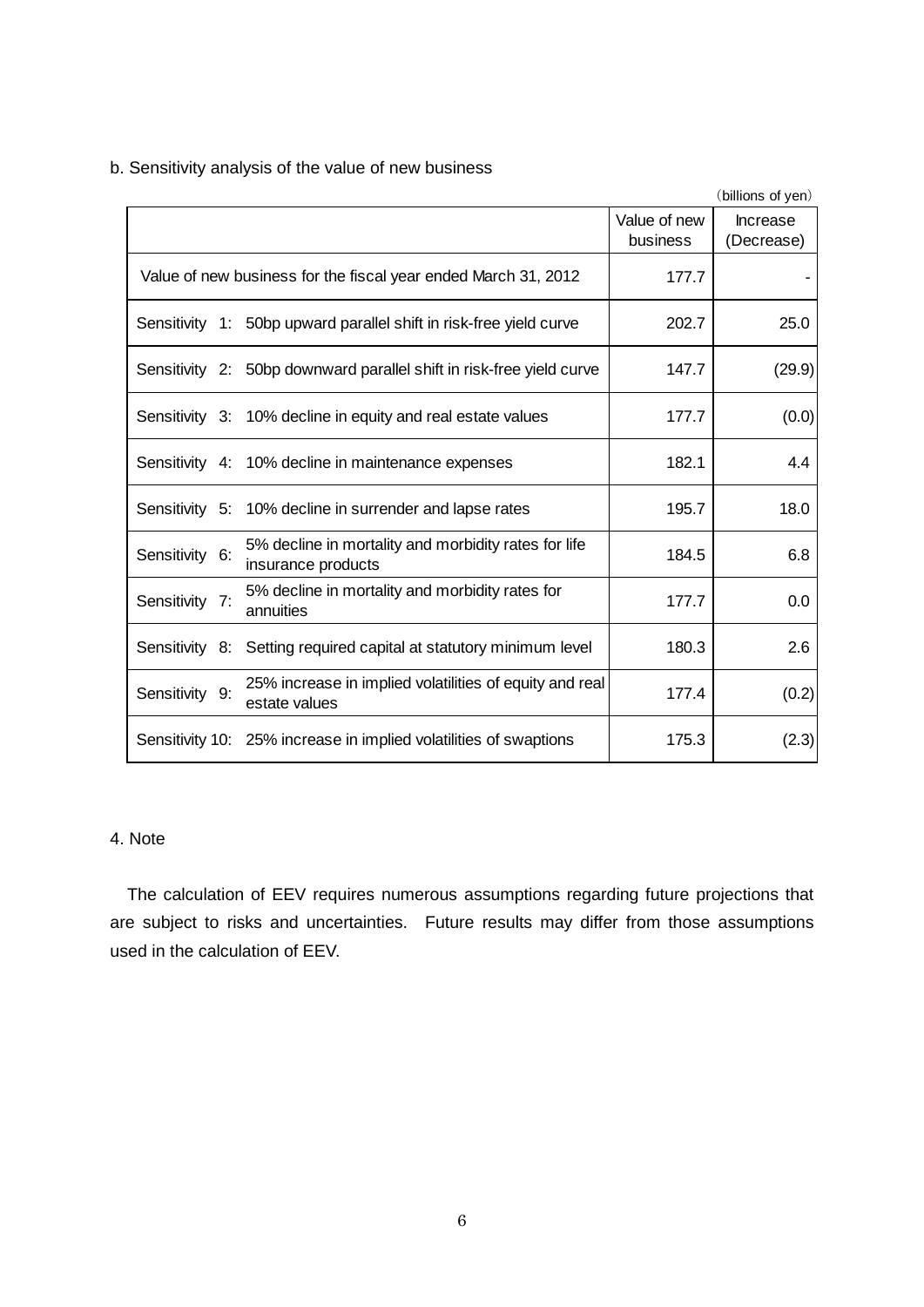### b. Sensitivity analysis of the value of new business

(billions of yen)

| | Value of new business | Increase (Decrease) |
|---|---|---|
| Value of new business for the fiscal year ended March 31, 2012 | 177.7 | - |
| Sensitivity 1: 50bp upward parallel shift in risk-free yield curve | 202.7 | 25.0 |
| Sensitivity 2: 50bp downward parallel shift in risk-free yield curve | 147.7 | (29.9) |
| Sensitivity 3: 10% decline in equity and real estate values | 177.7 | (0.0) |
| Sensitivity 4: 10% decline in maintenance expenses | 182.1 | 4.4 |
| Sensitivity 5: 10% decline in surrender and lapse rates | 195.7 | 18.0 |
| Sensitivity 6: 5% decline in mortality and morbidity rates for life insurance products | 184.5 | 6.8 |
| Sensitivity 7: 5% decline in mortality and morbidity rates for annuities | 177.7 | 0.0 |
| Sensitivity 8: Setting required capital at statutory minimum level | 180.3 | 2.6 |
| Sensitivity 9: 25% increase in implied volatilities of equity and real estate values | 177.4 | (0.2) |
| Sensitivity 10: 25% increase in implied volatilities of swaptions | 175.3 | (2.3) |

## 4. Note

The calculation of EEV requires numerous assumptions regarding future projections that are subject to risks and uncertainties. Future results may differ from those assumptions used in the calculation of EEV.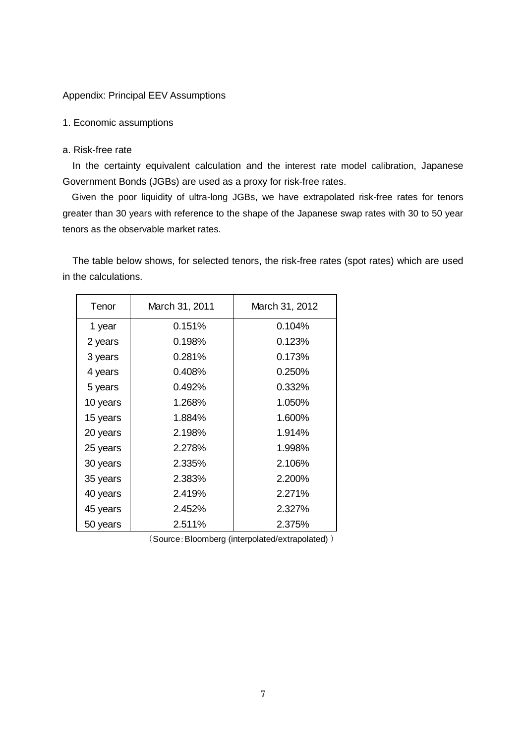Appendix: Principal EEV Assumptions

1. Economic assumptions

a. Risk-free rate

In the certainty equivalent calculation and the interest rate model calibration, Japanese Government Bonds (JGBs) are used as a proxy for risk-free rates.

Given the poor liquidity of ultra-long JGBs, we have extrapolated risk-free rates for tenors greater than 30 years with reference to the shape of the Japanese swap rates with 30 to 50 year tenors as the observable market rates.

The table below shows, for selected tenors, the risk-free rates (spot rates) which are used in the calculations.

| Tenor | March 31, 2011 | March 31, 2012 |
|---|---|---|
| 1 year | 0.151% | 0.104% |
| 2 years | 0.198% | 0.123% |
| 3 years | 0.281% | 0.173% |
| 4 years | 0.408% | 0.250% |
| 5 years | 0.492% | 0.332% |
| 10 years | 1.268% | 1.050% |
| 15 years | 1.884% | 1.600% |
| 20 years | 2.198% | 1.914% |
| 25 years | 2.278% | 1.998% |
| 30 years | 2.335% | 2.106% |
| 35 years | 2.383% | 2.200% |
| 40 years | 2.419% | 2.271% |
| 45 years | 2.452% | 2.327% |
| 50 years | 2.511% | 2.375% |

（Source：Bloomberg (interpolated/extrapolated) ）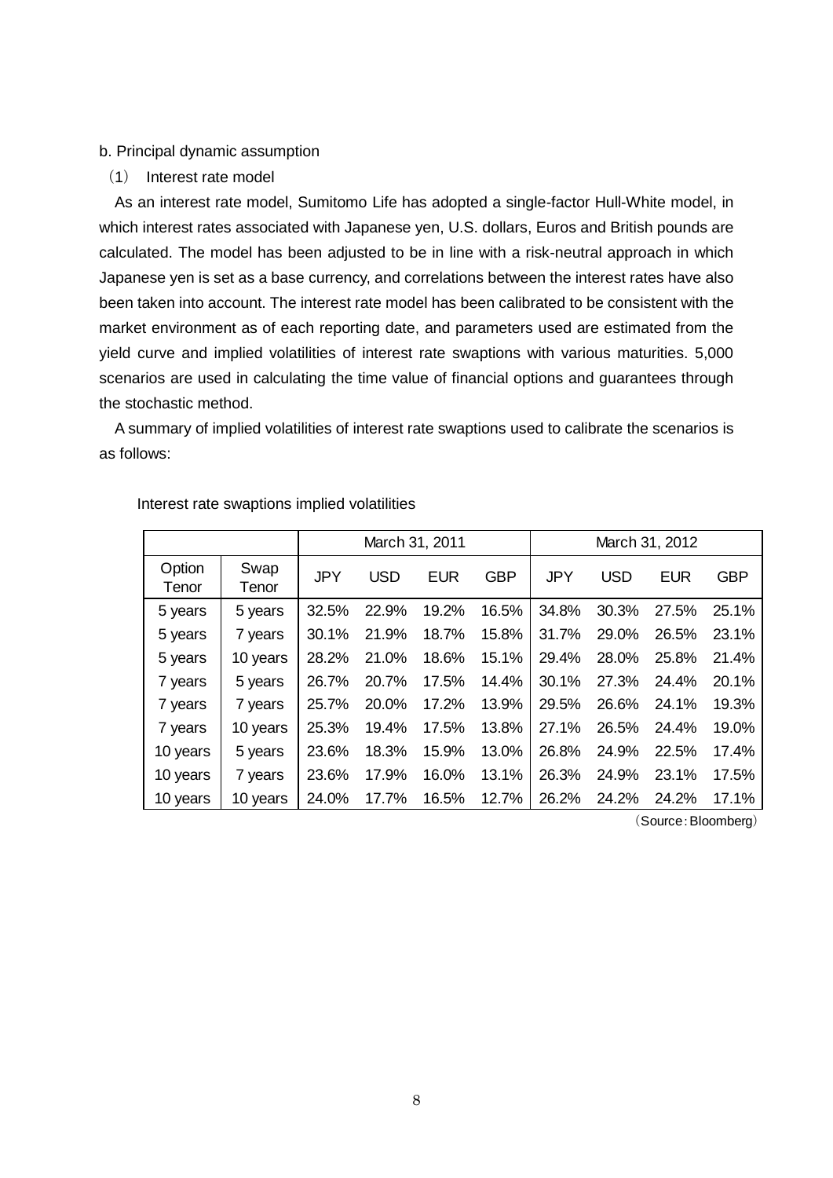b. Principal dynamic assumption

（1） Interest rate model

As an interest rate model, Sumitomo Life has adopted a single-factor Hull-White model, in which interest rates associated with Japanese yen, U.S. dollars, Euros and British pounds are calculated. The model has been adjusted to be in line with a risk-neutral approach in which Japanese yen is set as a base currency, and correlations between the interest rates have also been taken into account. The interest rate model has been calibrated to be consistent with the market environment as of each reporting date, and parameters used are estimated from the yield curve and implied volatilities of interest rate swaptions with various maturities. 5,000 scenarios are used in calculating the time value of financial options and guarantees through the stochastic method.

A summary of implied volatilities of interest rate swaptions used to calibrate the scenarios is as follows:

Interest rate swaptions implied volatilities

| | | March 31, 2011 | | | | March 31, 2012 | | | |
|---|---|---|---|---|---|---|---|---|---|
| Option Tenor | Swap Tenor | JPY | USD | EUR | GBP | JPY | USD | EUR | GBP |
| 5 years | 5 years | 32.5% | 22.9% | 19.2% | 16.5% | 34.8% | 30.3% | 27.5% | 25.1% |
| 5 years | 7 years | 30.1% | 21.9% | 18.7% | 15.8% | 31.7% | 29.0% | 26.5% | 23.1% |
| 5 years | 10 years | 28.2% | 21.0% | 18.6% | 15.1% | 29.4% | 28.0% | 25.8% | 21.4% |
| 7 years | 5 years | 26.7% | 20.7% | 17.5% | 14.4% | 30.1% | 27.3% | 24.4% | 20.1% |
| 7 years | 7 years | 25.7% | 20.0% | 17.2% | 13.9% | 29.5% | 26.6% | 24.1% | 19.3% |
| 7 years | 10 years | 25.3% | 19.4% | 17.5% | 13.8% | 27.1% | 26.5% | 24.4% | 19.0% |
| 10 years | 5 years | 23.6% | 18.3% | 15.9% | 13.0% | 26.8% | 24.9% | 22.5% | 17.4% |
| 10 years | 7 years | 23.6% | 17.9% | 16.0% | 13.1% | 26.3% | 24.9% | 23.1% | 17.5% |
| 10 years | 10 years | 24.0% | 17.7% | 16.5% | 12.7% | 26.2% | 24.2% | 24.2% | 17.1% |

（Source：Bloomberg）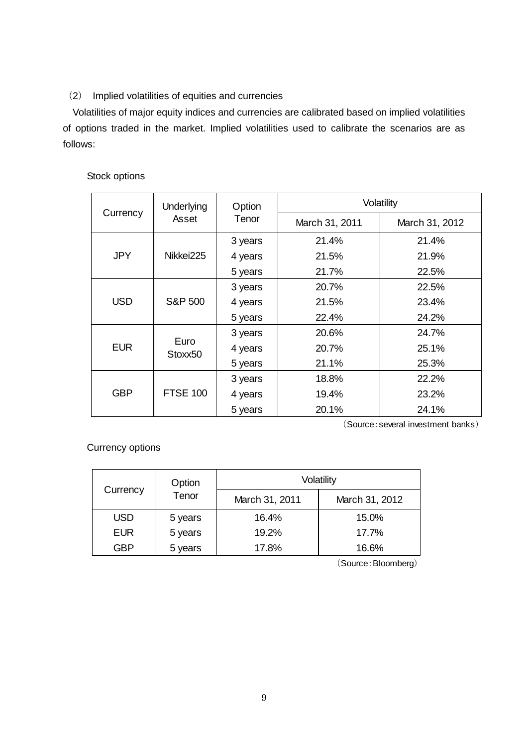### （2） Implied volatilities of equities and currencies

Volatilities of major equity indices and currencies are calibrated based on implied volatilities of options traded in the market. Implied volatilities used to calibrate the scenarios are as follows:

Stock options

| Currency | Underlying Asset | Option Tenor | Volatility | |
|---|---|---|---|---|
| | | | March 31, 2011 | March 31, 2012 |
| JPY | Nikkei225 | 3 years | 21.4% | 21.4% |
| | | 4 years | 21.5% | 21.9% |
| | | 5 years | 21.7% | 22.5% |
| USD | S&P 500 | 3 years | 20.7% | 22.5% |
| | | 4 years | 21.5% | 23.4% |
| | | 5 years | 22.4% | 24.2% |
| EUR | Euro Stoxx50 | 3 years | 20.6% | 24.7% |
| | | 4 years | 20.7% | 25.1% |
| | | 5 years | 21.1% | 25.3% |
| GBP | FTSE 100 | 3 years | 18.8% | 22.2% |
| | | 4 years | 19.4% | 23.2% |
| | | 5 years | 20.1% | 24.1% |

（Source：several investment banks）

Currency options

| Currency | Option Tenor | Volatility | |
|---|---|---|---|
| | | March 31, 2011 | March 31, 2012 |
| USD | 5 years | 16.4% | 15.0% |
| EUR | 5 years | 19.2% | 17.7% |
| GBP | 5 years | 17.8% | 16.6% |

（Source：Bloomberg）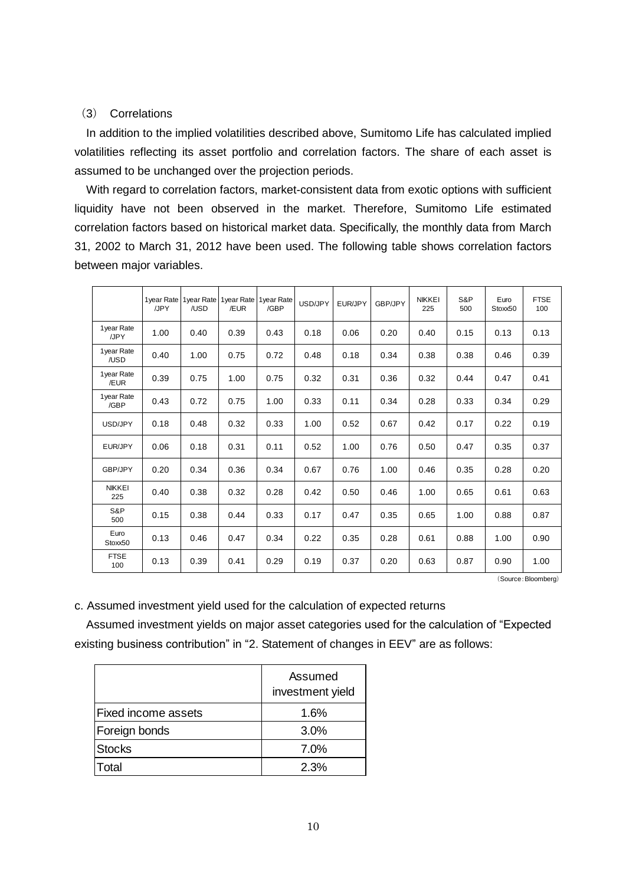### (3) Correlations

In addition to the implied volatilities described above, Sumitomo Life has calculated implied volatilities reflecting its asset portfolio and correlation factors. The share of each asset is assumed to be unchanged over the projection periods.

With regard to correlation factors, market-consistent data from exotic options with sufficient liquidity have not been observed in the market. Therefore, Sumitomo Life estimated correlation factors based on historical market data. Specifically, the monthly data from March 31, 2002 to March 31, 2012 have been used. The following table shows correlation factors between major variables.

| | 1year Rate /JPY | 1year Rate /USD | 1year Rate /EUR | 1year Rate /GBP | USD/JPY | EUR/JPY | GBP/JPY | NIKKEI 225 | S&P 500 | Euro Stoxx50 | FTSE 100 |
|---|---|---|---|---|---|---|---|---|---|---|---|
| 1year Rate /JPY | 1.00 | 0.40 | 0.39 | 0.43 | 0.18 | 0.06 | 0.20 | 0.40 | 0.15 | 0.13 | 0.13 |
| 1year Rate /USD | 0.40 | 1.00 | 0.75 | 0.72 | 0.48 | 0.18 | 0.34 | 0.38 | 0.38 | 0.46 | 0.39 |
| 1year Rate /EUR | 0.39 | 0.75 | 1.00 | 0.75 | 0.32 | 0.31 | 0.36 | 0.32 | 0.44 | 0.47 | 0.41 |
| 1year Rate /GBP | 0.43 | 0.72 | 0.75 | 1.00 | 0.33 | 0.11 | 0.34 | 0.28 | 0.33 | 0.34 | 0.29 |
| USD/JPY | 0.18 | 0.48 | 0.32 | 0.33 | 1.00 | 0.52 | 0.67 | 0.42 | 0.17 | 0.22 | 0.19 |
| EUR/JPY | 0.06 | 0.18 | 0.31 | 0.11 | 0.52 | 1.00 | 0.76 | 0.50 | 0.47 | 0.35 | 0.37 |
| GBP/JPY | 0.20 | 0.34 | 0.36 | 0.34 | 0.67 | 0.76 | 1.00 | 0.46 | 0.35 | 0.28 | 0.20 |
| NIKKEI 225 | 0.40 | 0.38 | 0.32 | 0.28 | 0.42 | 0.50 | 0.46 | 1.00 | 0.65 | 0.61 | 0.63 |
| S&P 500 | 0.15 | 0.38 | 0.44 | 0.33 | 0.17 | 0.47 | 0.35 | 0.65 | 1.00 | 0.88 | 0.87 |
| Euro Stoxx50 | 0.13 | 0.46 | 0.47 | 0.34 | 0.22 | 0.35 | 0.28 | 0.61 | 0.88 | 1.00 | 0.90 |
| FTSE 100 | 0.13 | 0.39 | 0.41 | 0.29 | 0.19 | 0.37 | 0.20 | 0.63 | 0.87 | 0.90 | 1.00 |

(Source: Bloomberg)

c. Assumed investment yield used for the calculation of expected returns

Assumed investment yields on major asset categories used for the calculation of "Expected existing business contribution" in "2. Statement of changes in EEV" are as follows:

| | Assumed investment yield |
|---|---|
| Fixed income assets | 1.6% |
| Foreign bonds | 3.0% |
| Stocks | 7.0% |
| Total | 2.3% |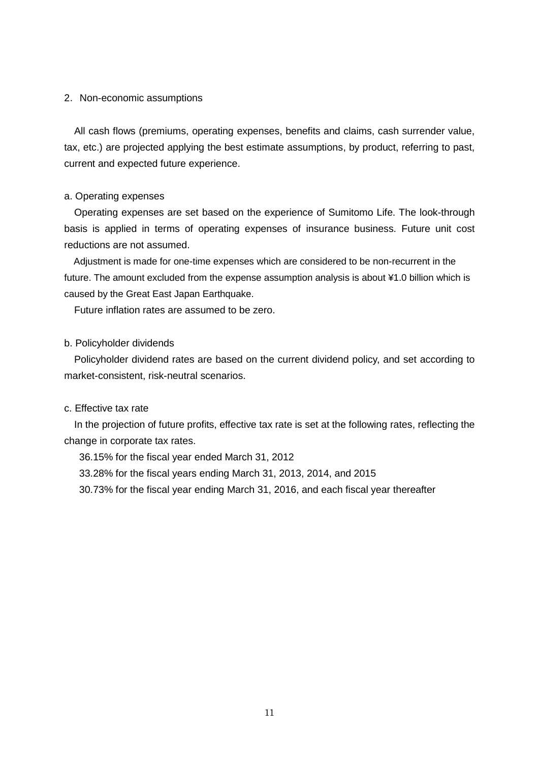## 2. Non-economic assumptions

All cash flows (premiums, operating expenses, benefits and claims, cash surrender value, tax, etc.) are projected applying the best estimate assumptions, by product, referring to past, current and expected future experience.

### a. Operating expenses

Operating expenses are set based on the experience of Sumitomo Life. The look-through basis is applied in terms of operating expenses of insurance business. Future unit cost reductions are not assumed.

Adjustment is made for one-time expenses which are considered to be non-recurrent in the future. The amount excluded from the expense assumption analysis is about ¥1.0 billion which is caused by the Great East Japan Earthquake.

Future inflation rates are assumed to be zero.

### b. Policyholder dividends

Policyholder dividend rates are based on the current dividend policy, and set according to market-consistent, risk-neutral scenarios.

### c. Effective tax rate

In the projection of future profits, effective tax rate is set at the following rates, reflecting the change in corporate tax rates.

36.15% for the fiscal year ended March 31, 2012
33.28% for the fiscal years ending March 31, 2013, 2014, and 2015
30.73% for the fiscal year ending March 31, 2016, and each fiscal year thereafter